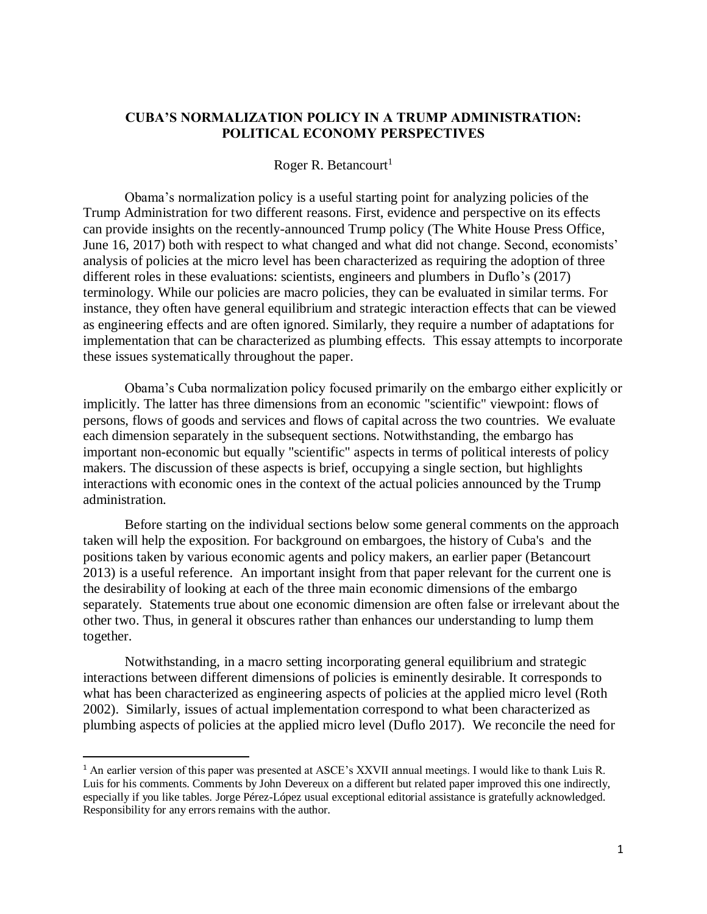# CUBA'S NORMALIZATION POLICY IN A TRUMP ADMINISTRATION: POLITICAL ECONOMY PERSPECTIVES

Roger R. Betancourt[1]

Obama's normalization policy is a useful starting point for analyzing policies of the Trump Administration for two different reasons. First, evidence and perspective on its effects can provide insights on the recently-announced Trump policy (The White House Press Office, June 16, 2017) both with respect to what changed and what did not change. Second, economists' analysis of policies at the micro level has been characterized as requiring the adoption of three different roles in these evaluations: scientists, engineers and plumbers in Duflo's (2017) terminology. While our policies are macro policies, they can be evaluated in similar terms. For instance, they often have general equilibrium and strategic interaction effects that can be viewed as engineering effects and are often ignored. Similarly, they require a number of adaptations for implementation that can be characterized as plumbing effects. This essay attempts to incorporate these issues systematically throughout the paper.

Obama's Cuba normalization policy focused primarily on the embargo either explicitly or implicitly. The latter has three dimensions from an economic "scientific" viewpoint: flows of persons, flows of goods and services and flows of capital across the two countries. We evaluate each dimension separately in the subsequent sections. Notwithstanding, the embargo has important non-economic but equally "scientific" aspects in terms of political interests of policy makers. The discussion of these aspects is brief, occupying a single section, but highlights interactions with economic ones in the context of the actual policies announced by the Trump administration.

Before starting on the individual sections below some general comments on the approach taken will help the exposition. For background on embargoes, the history of Cuba's and the positions taken by various economic agents and policy makers, an earlier paper (Betancourt 2013) is a useful reference. An important insight from that paper relevant for the current one is the desirability of looking at each of the three main economic dimensions of the embargo separately. Statements true about one economic dimension are often false or irrelevant about the other two. Thus, in general it obscures rather than enhances our understanding to lump them together.

Notwithstanding, in a macro setting incorporating general equilibrium and strategic interactions between different dimensions of policies is eminently desirable. It corresponds to what has been characterized as engineering aspects of policies at the applied micro level (Roth 2002). Similarly, issues of actual implementation correspond to what been characterized as plumbing aspects of policies at the applied micro level (Duflo 2017). We reconcile the need for

---

[1] An earlier version of this paper was presented at ASCE's XXVII annual meetings. I would like to thank Luis R. Luis for his comments. Comments by John Devereux on a different but related paper improved this one indirectly, especially if you like tables. Jorge Pérez-López usual exceptional editorial assistance is gratefully acknowledged. Responsibility for any errors remains with the author.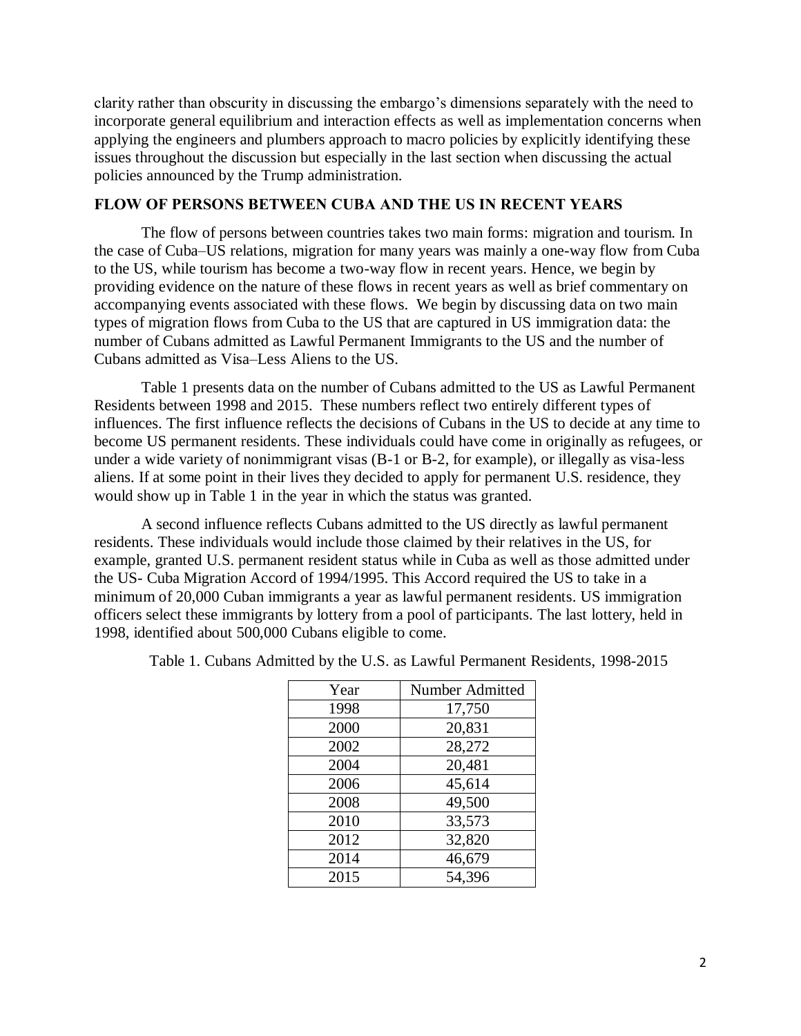clarity rather than obscurity in discussing the embargo's dimensions separately with the need to incorporate general equilibrium and interaction effects as well as implementation concerns when applying the engineers and plumbers approach to macro policies by explicitly identifying these issues throughout the discussion but especially in the last section when discussing the actual policies announced by the Trump administration.

## FLOW OF PERSONS BETWEEN CUBA AND THE US IN RECENT YEARS

The flow of persons between countries takes two main forms: migration and tourism. In the case of Cuba–US relations, migration for many years was mainly a one-way flow from Cuba to the US, while tourism has become a two-way flow in recent years. Hence, we begin by providing evidence on the nature of these flows in recent years as well as brief commentary on accompanying events associated with these flows. We begin by discussing data on two main types of migration flows from Cuba to the US that are captured in US immigration data: the number of Cubans admitted as Lawful Permanent Immigrants to the US and the number of Cubans admitted as Visa–Less Aliens to the US.

Table 1 presents data on the number of Cubans admitted to the US as Lawful Permanent Residents between 1998 and 2015. These numbers reflect two entirely different types of influences. The first influence reflects the decisions of Cubans in the US to decide at any time to become US permanent residents. These individuals could have come in originally as refugees, or under a wide variety of nonimmigrant visas (B-1 or B-2, for example), or illegally as visa-less aliens. If at some point in their lives they decided to apply for permanent U.S. residence, they would show up in Table 1 in the year in which the status was granted.

A second influence reflects Cubans admitted to the US directly as lawful permanent residents. These individuals would include those claimed by their relatives in the US, for example, granted U.S. permanent resident status while in Cuba as well as those admitted under the US- Cuba Migration Accord of 1994/1995. This Accord required the US to take in a minimum of 20,000 Cuban immigrants a year as lawful permanent residents. US immigration officers select these immigrants by lottery from a pool of participants. The last lottery, held in 1998, identified about 500,000 Cubans eligible to come.

Table 1. Cubans Admitted by the U.S. as Lawful Permanent Residents, 1998-2015

| Year | Number Admitted |
|---|---|
| 1998 | 17,750 |
| 2000 | 20,831 |
| 2002 | 28,272 |
| 2004 | 20,481 |
| 2006 | 45,614 |
| 2008 | 49,500 |
| 2010 | 33,573 |
| 2012 | 32,820 |
| 2014 | 46,679 |
| 2015 | 54,396 |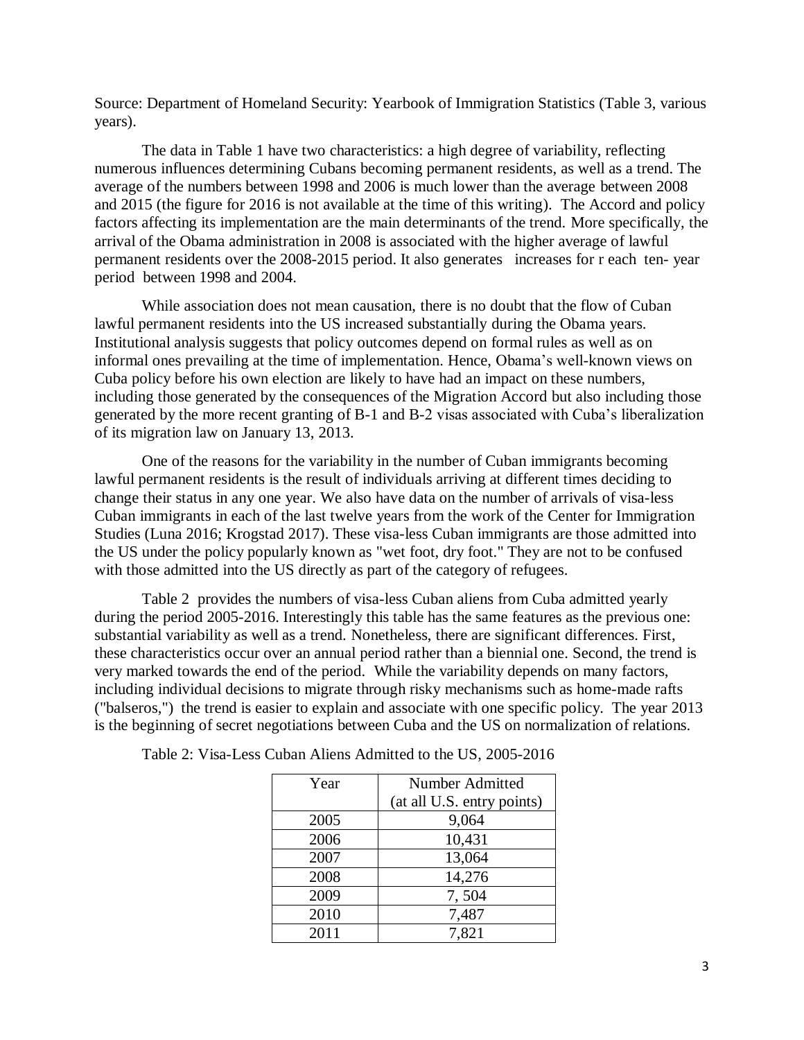Source: Department of Homeland Security: Yearbook of Immigration Statistics (Table 3, various years).

The data in Table 1 have two characteristics: a high degree of variability, reflecting numerous influences determining Cubans becoming permanent residents, as well as a trend. The average of the numbers between 1998 and 2006 is much lower than the average between 2008 and 2015 (the figure for 2016 is not available at the time of this writing). The Accord and policy factors affecting its implementation are the main determinants of the trend. More specifically, the arrival of the Obama administration in 2008 is associated with the higher average of lawful permanent residents over the 2008-2015 period. It also generates increases for r each ten- year period between 1998 and 2004.

While association does not mean causation, there is no doubt that the flow of Cuban lawful permanent residents into the US increased substantially during the Obama years. Institutional analysis suggests that policy outcomes depend on formal rules as well as on informal ones prevailing at the time of implementation. Hence, Obama's well-known views on Cuba policy before his own election are likely to have had an impact on these numbers, including those generated by the consequences of the Migration Accord but also including those generated by the more recent granting of B-1 and B-2 visas associated with Cuba's liberalization of its migration law on January 13, 2013.

One of the reasons for the variability in the number of Cuban immigrants becoming lawful permanent residents is the result of individuals arriving at different times deciding to change their status in any one year. We also have data on the number of arrivals of visa-less Cuban immigrants in each of the last twelve years from the work of the Center for Immigration Studies (Luna 2016; Krogstad 2017). These visa-less Cuban immigrants are those admitted into the US under the policy popularly known as "wet foot, dry foot." They are not to be confused with those admitted into the US directly as part of the category of refugees.

Table 2 provides the numbers of visa-less Cuban aliens from Cuba admitted yearly during the period 2005-2016. Interestingly this table has the same features as the previous one: substantial variability as well as a trend. Nonetheless, there are significant differences. First, these characteristics occur over an annual period rather than a biennial one. Second, the trend is very marked towards the end of the period. While the variability depends on many factors, including individual decisions to migrate through risky mechanisms such as home-made rafts ("balseros,") the trend is easier to explain and associate with one specific policy. The year 2013 is the beginning of secret negotiations between Cuba and the US on normalization of relations.

Table 2: Visa-Less Cuban Aliens Admitted to the US, 2005-2016

| Year | Number Admitted (at all U.S. entry points) |
|---|---|
| 2005 | 9,064 |
| 2006 | 10,431 |
| 2007 | 13,064 |
| 2008 | 14,276 |
| 2009 | 7, 504 |
| 2010 | 7,487 |
| 2011 | 7,821 |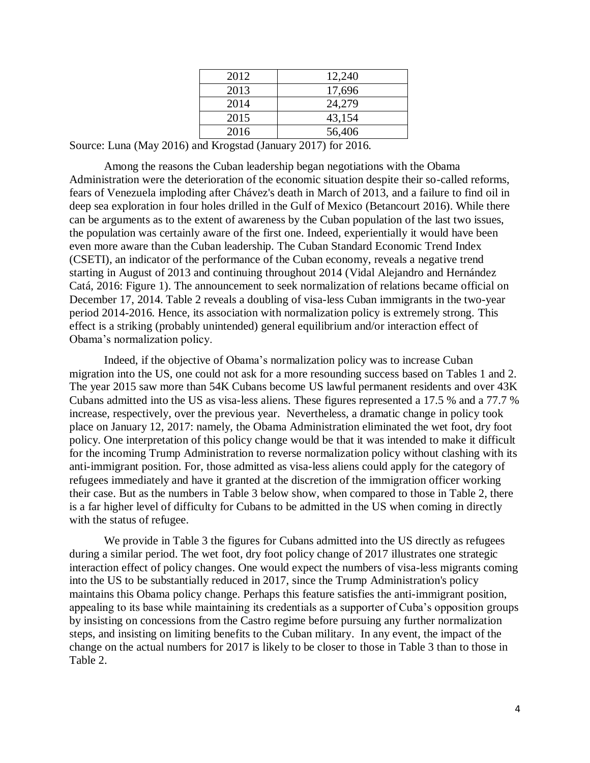| | |
|---|---|
| 2012 | 12,240 |
| 2013 | 17,696 |
| 2014 | 24,279 |
| 2015 | 43,154 |
| 2016 | 56,406 |

Source: Luna (May 2016) and Krogstad (January 2017) for 2016.

Among the reasons the Cuban leadership began negotiations with the Obama Administration were the deterioration of the economic situation despite their so-called reforms, fears of Venezuela imploding after Chávez's death in March of 2013, and a failure to find oil in deep sea exploration in four holes drilled in the Gulf of Mexico (Betancourt 2016). While there can be arguments as to the extent of awareness by the Cuban population of the last two issues, the population was certainly aware of the first one. Indeed, experientially it would have been even more aware than the Cuban leadership. The Cuban Standard Economic Trend Index (CSETI), an indicator of the performance of the Cuban economy, reveals a negative trend starting in August of 2013 and continuing throughout 2014 (Vidal Alejandro and Hernández Catá, 2016: Figure 1). The announcement to seek normalization of relations became official on December 17, 2014. Table 2 reveals a doubling of visa-less Cuban immigrants in the two-year period 2014-2016. Hence, its association with normalization policy is extremely strong. This effect is a striking (probably unintended) general equilibrium and/or interaction effect of Obama's normalization policy.

Indeed, if the objective of Obama's normalization policy was to increase Cuban migration into the US, one could not ask for a more resounding success based on Tables 1 and 2. The year 2015 saw more than 54K Cubans become US lawful permanent residents and over 43K Cubans admitted into the US as visa-less aliens. These figures represented a 17.5 % and a 77.7 % increase, respectively, over the previous year. Nevertheless, a dramatic change in policy took place on January 12, 2017: namely, the Obama Administration eliminated the wet foot, dry foot policy. One interpretation of this policy change would be that it was intended to make it difficult for the incoming Trump Administration to reverse normalization policy without clashing with its anti-immigrant position. For, those admitted as visa-less aliens could apply for the category of refugees immediately and have it granted at the discretion of the immigration officer working their case. But as the numbers in Table 3 below show, when compared to those in Table 2, there is a far higher level of difficulty for Cubans to be admitted in the US when coming in directly with the status of refugee.

We provide in Table 3 the figures for Cubans admitted into the US directly as refugees during a similar period. The wet foot, dry foot policy change of 2017 illustrates one strategic interaction effect of policy changes. One would expect the numbers of visa-less migrants coming into the US to be substantially reduced in 2017, since the Trump Administration's policy maintains this Obama policy change. Perhaps this feature satisfies the anti-immigrant position, appealing to its base while maintaining its credentials as a supporter of Cuba's opposition groups by insisting on concessions from the Castro regime before pursuing any further normalization steps, and insisting on limiting benefits to the Cuban military. In any event, the impact of the change on the actual numbers for 2017 is likely to be closer to those in Table 3 than to those in Table 2.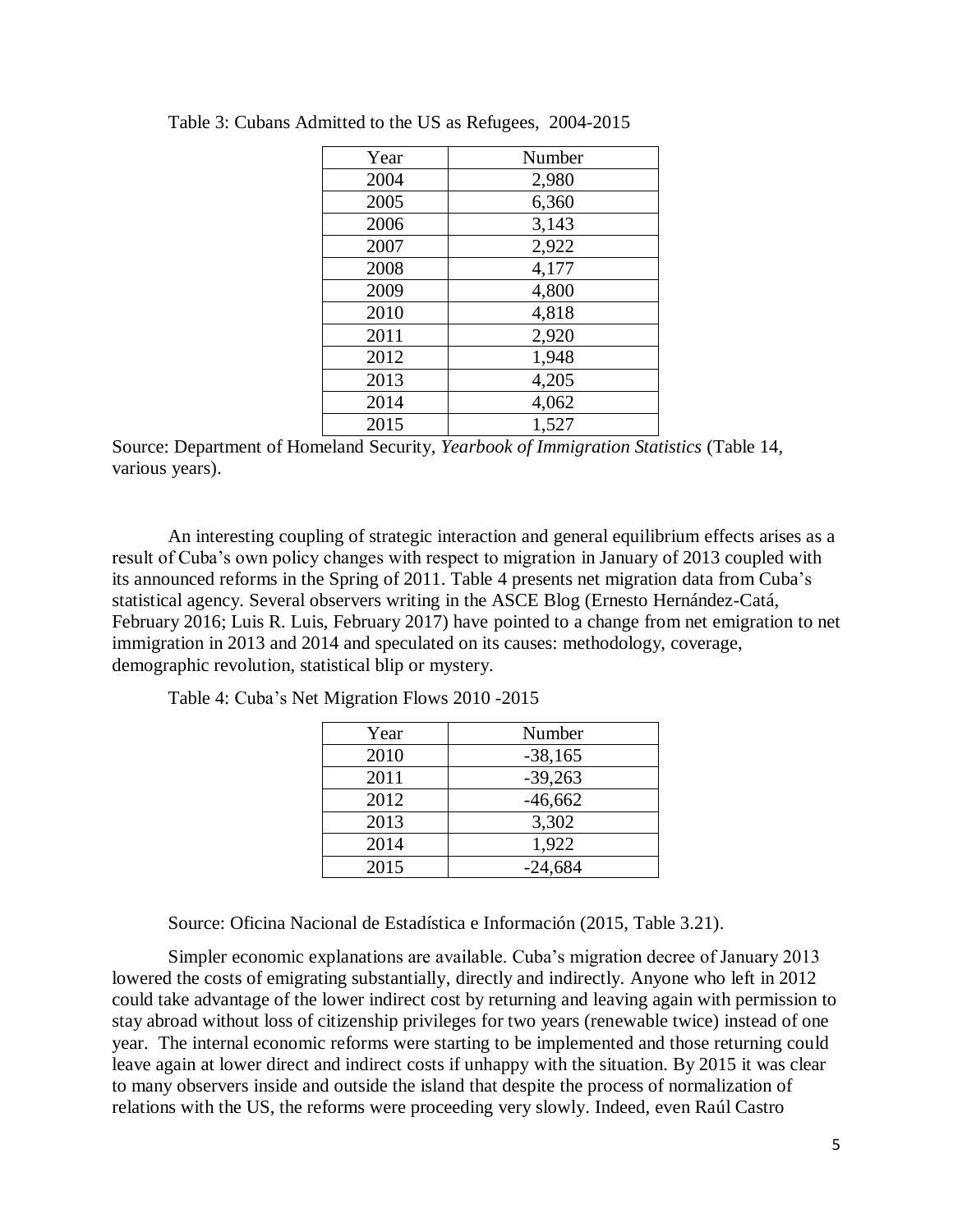Table 3: Cubans Admitted to the US as Refugees, 2004-2015

| Year | Number |
|---|---|
| 2004 | 2,980 |
| 2005 | 6,360 |
| 2006 | 3,143 |
| 2007 | 2,922 |
| 2008 | 4,177 |
| 2009 | 4,800 |
| 2010 | 4,818 |
| 2011 | 2,920 |
| 2012 | 1,948 |
| 2013 | 4,205 |
| 2014 | 4,062 |
| 2015 | 1,527 |

Source: Department of Homeland Security, *Yearbook of Immigration Statistics* (Table 14, various years).

An interesting coupling of strategic interaction and general equilibrium effects arises as a result of Cuba's own policy changes with respect to migration in January of 2013 coupled with its announced reforms in the Spring of 2011. Table 4 presents net migration data from Cuba's statistical agency. Several observers writing in the ASCE Blog (Ernesto Hernández-Catá, February 2016; Luis R. Luis, February 2017) have pointed to a change from net emigration to net immigration in 2013 and 2014 and speculated on its causes: methodology, coverage, demographic revolution, statistical blip or mystery.

Table 4: Cuba's Net Migration Flows 2010 -2015

| Year | Number |
|---|---|
| 2010 | -38,165 |
| 2011 | -39,263 |
| 2012 | -46,662 |
| 2013 | 3,302 |
| 2014 | 1,922 |
| 2015 | -24,684 |

Source: Oficina Nacional de Estadística e Información (2015, Table 3.21).

Simpler economic explanations are available. Cuba's migration decree of January 2013 lowered the costs of emigrating substantially, directly and indirectly. Anyone who left in 2012 could take advantage of the lower indirect cost by returning and leaving again with permission to stay abroad without loss of citizenship privileges for two years (renewable twice) instead of one year. The internal economic reforms were starting to be implemented and those returning could leave again at lower direct and indirect costs if unhappy with the situation. By 2015 it was clear to many observers inside and outside the island that despite the process of normalization of relations with the US, the reforms were proceeding very slowly. Indeed, even Raúl Castro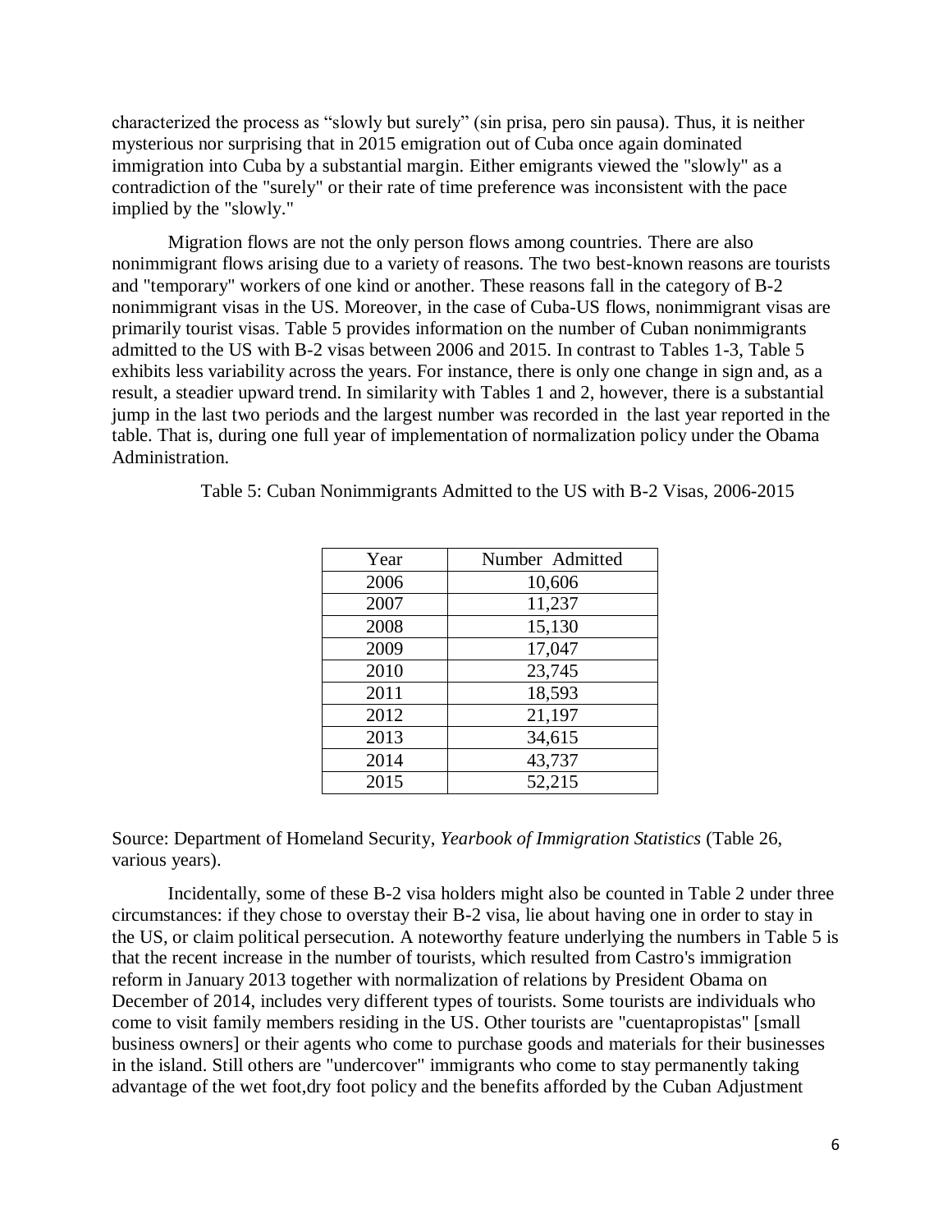characterized the process as "slowly but surely" (sin prisa, pero sin pausa). Thus, it is neither mysterious nor surprising that in 2015 emigration out of Cuba once again dominated immigration into Cuba by a substantial margin. Either emigrants viewed the "slowly" as a contradiction of the "surely" or their rate of time preference was inconsistent with the pace implied by the "slowly."

Migration flows are not the only person flows among countries. There are also nonimmigrant flows arising due to a variety of reasons. The two best-known reasons are tourists and "temporary" workers of one kind or another. These reasons fall in the category of B-2 nonimmigrant visas in the US. Moreover, in the case of Cuba-US flows, nonimmigrant visas are primarily tourist visas. Table 5 provides information on the number of Cuban nonimmigrants admitted to the US with B-2 visas between 2006 and 2015. In contrast to Tables 1-3, Table 5 exhibits less variability across the years. For instance, there is only one change in sign and, as a result, a steadier upward trend. In similarity with Tables 1 and 2, however, there is a substantial jump in the last two periods and the largest number was recorded in the last year reported in the table. That is, during one full year of implementation of normalization policy under the Obama Administration.

Table 5: Cuban Nonimmigrants Admitted to the US with B-2 Visas, 2006-2015

| Year | Number Admitted |
|---|---|
| 2006 | 10,606 |
| 2007 | 11,237 |
| 2008 | 15,130 |
| 2009 | 17,047 |
| 2010 | 23,745 |
| 2011 | 18,593 |
| 2012 | 21,197 |
| 2013 | 34,615 |
| 2014 | 43,737 |
| 2015 | 52,215 |

Source: Department of Homeland Security, *Yearbook of Immigration Statistics* (Table 26, various years).

Incidentally, some of these B-2 visa holders might also be counted in Table 2 under three circumstances: if they chose to overstay their B-2 visa, lie about having one in order to stay in the US, or claim political persecution. A noteworthy feature underlying the numbers in Table 5 is that the recent increase in the number of tourists, which resulted from Castro's immigration reform in January 2013 together with normalization of relations by President Obama on December of 2014, includes very different types of tourists. Some tourists are individuals who come to visit family members residing in the US. Other tourists are "cuentapropistas" [small business owners] or their agents who come to purchase goods and materials for their businesses in the island. Still others are "undercover" immigrants who come to stay permanently taking advantage of the wet foot,dry foot policy and the benefits afforded by the Cuban Adjustment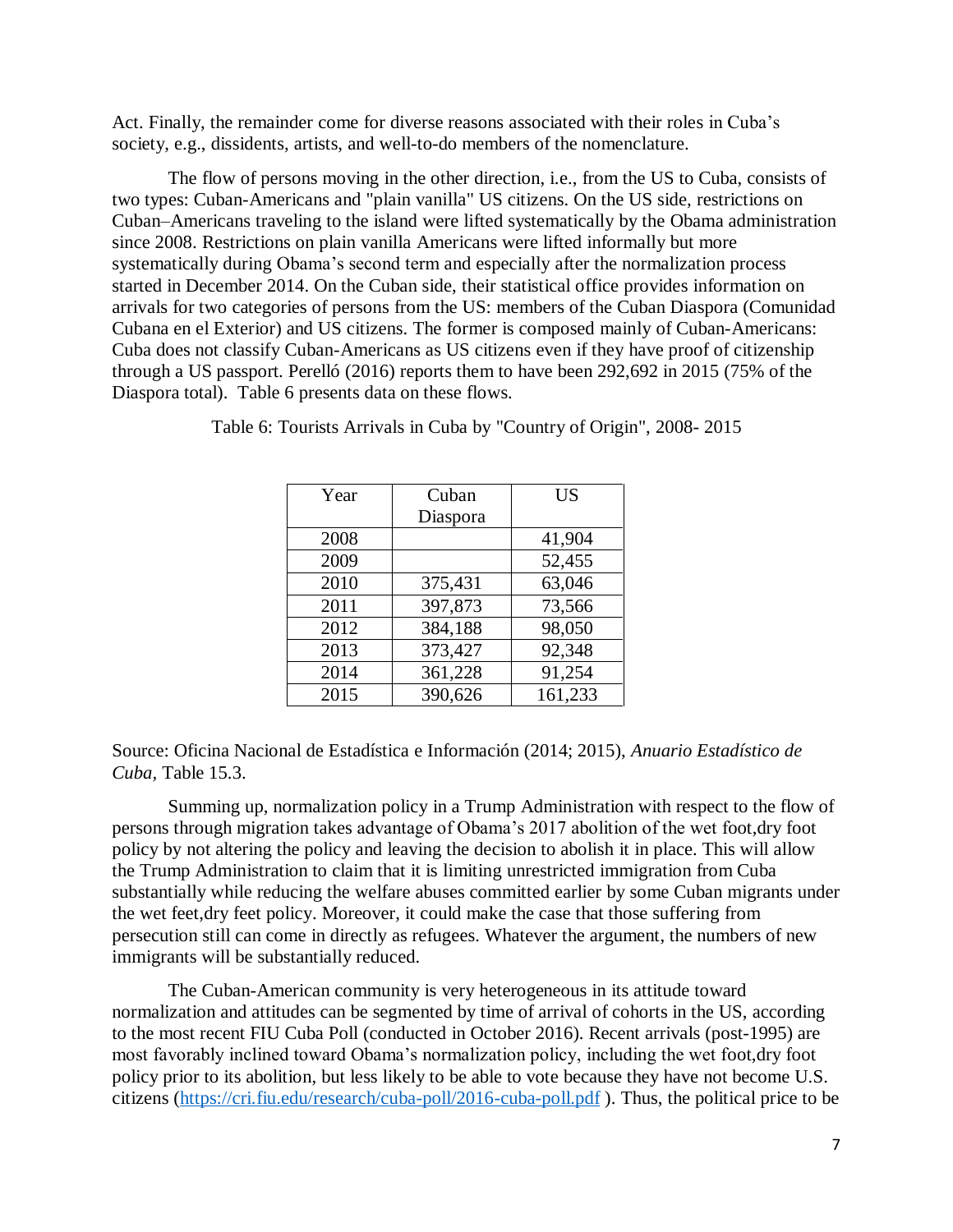Act. Finally, the remainder come for diverse reasons associated with their roles in Cuba's society, e.g., dissidents, artists, and well-to-do members of the nomenclature.

The flow of persons moving in the other direction, i.e., from the US to Cuba, consists of two types: Cuban-Americans and "plain vanilla" US citizens. On the US side, restrictions on Cuban–Americans traveling to the island were lifted systematically by the Obama administration since 2008. Restrictions on plain vanilla Americans were lifted informally but more systematically during Obama's second term and especially after the normalization process started in December 2014. On the Cuban side, their statistical office provides information on arrivals for two categories of persons from the US: members of the Cuban Diaspora (Comunidad Cubana en el Exterior) and US citizens. The former is composed mainly of Cuban-Americans: Cuba does not classify Cuban-Americans as US citizens even if they have proof of citizenship through a US passport. Perelló (2016) reports them to have been 292,692 in 2015 (75% of the Diaspora total). Table 6 presents data on these flows.

Table 6: Tourists Arrivals in Cuba by "Country of Origin", 2008- 2015

| Year | Cuban Diaspora | US |
|---|---|---|
| 2008 | | 41,904 |
| 2009 | | 52,455 |
| 2010 | 375,431 | 63,046 |
| 2011 | 397,873 | 73,566 |
| 2012 | 384,188 | 98,050 |
| 2013 | 373,427 | 92,348 |
| 2014 | 361,228 | 91,254 |
| 2015 | 390,626 | 161,233 |

Source: Oficina Nacional de Estadística e Información (2014; 2015), *Anuario Estadístico de Cuba,* Table 15.3.

Summing up, normalization policy in a Trump Administration with respect to the flow of persons through migration takes advantage of Obama's 2017 abolition of the wet foot,dry foot policy by not altering the policy and leaving the decision to abolish it in place. This will allow the Trump Administration to claim that it is limiting unrestricted immigration from Cuba substantially while reducing the welfare abuses committed earlier by some Cuban migrants under the wet feet,dry feet policy. Moreover, it could make the case that those suffering from persecution still can come in directly as refugees. Whatever the argument, the numbers of new immigrants will be substantially reduced.

The Cuban-American community is very heterogeneous in its attitude toward normalization and attitudes can be segmented by time of arrival of cohorts in the US, according to the most recent FIU Cuba Poll (conducted in October 2016). Recent arrivals (post-1995) are most favorably inclined toward Obama's normalization policy, including the wet foot,dry foot policy prior to its abolition, but less likely to be able to vote because they have not become U.S. citizens (https://cri.fiu.edu/research/cuba-poll/2016-cuba-poll.pdf ). Thus, the political price to be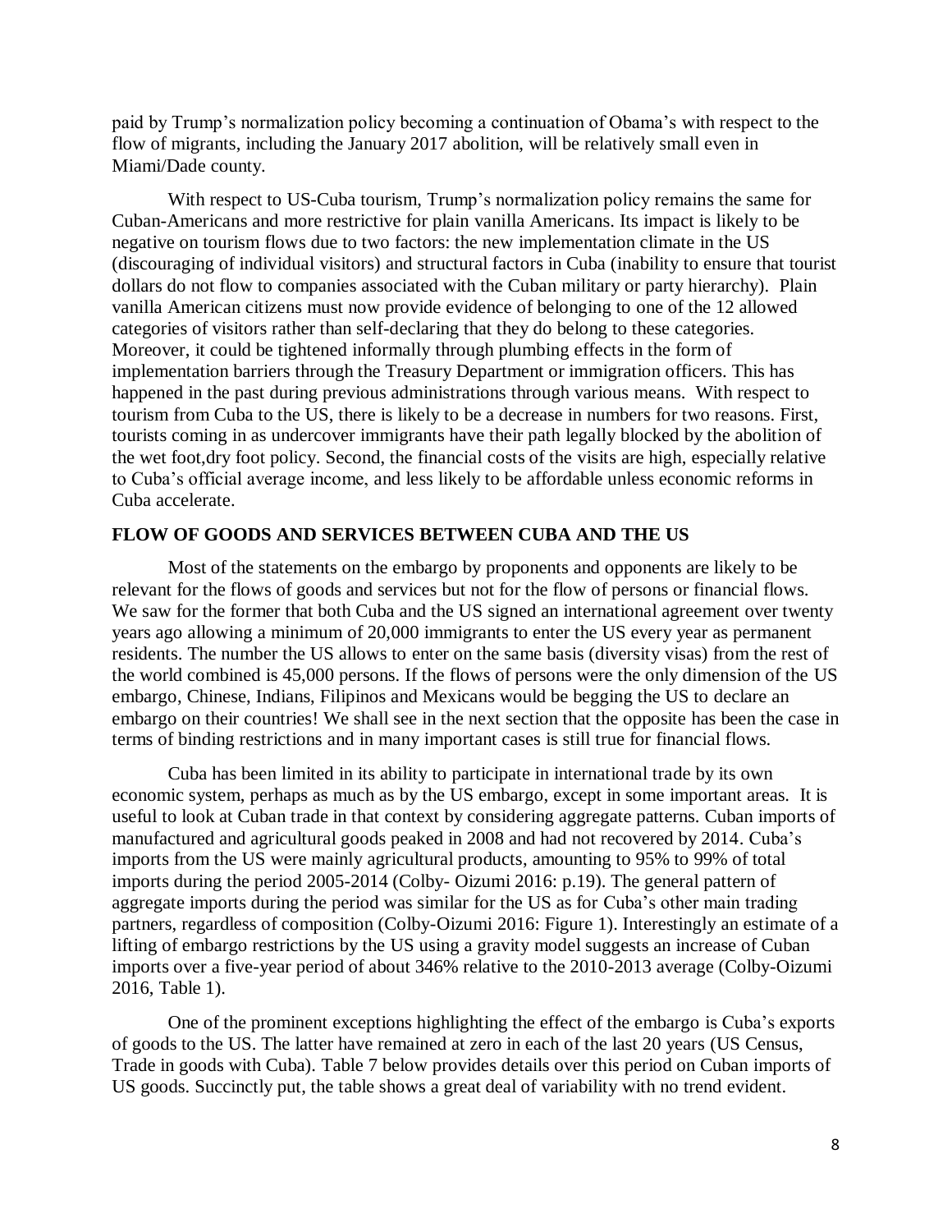paid by Trump's normalization policy becoming a continuation of Obama's with respect to the flow of migrants, including the January 2017 abolition, will be relatively small even in Miami/Dade county.

With respect to US-Cuba tourism, Trump's normalization policy remains the same for Cuban-Americans and more restrictive for plain vanilla Americans. Its impact is likely to be negative on tourism flows due to two factors: the new implementation climate in the US (discouraging of individual visitors) and structural factors in Cuba (inability to ensure that tourist dollars do not flow to companies associated with the Cuban military or party hierarchy). Plain vanilla American citizens must now provide evidence of belonging to one of the 12 allowed categories of visitors rather than self-declaring that they do belong to these categories. Moreover, it could be tightened informally through plumbing effects in the form of implementation barriers through the Treasury Department or immigration officers. This has happened in the past during previous administrations through various means. With respect to tourism from Cuba to the US, there is likely to be a decrease in numbers for two reasons. First, tourists coming in as undercover immigrants have their path legally blocked by the abolition of the wet foot,dry foot policy. Second, the financial costs of the visits are high, especially relative to Cuba's official average income, and less likely to be affordable unless economic reforms in Cuba accelerate.

## FLOW OF GOODS AND SERVICES BETWEEN CUBA AND THE US

Most of the statements on the embargo by proponents and opponents are likely to be relevant for the flows of goods and services but not for the flow of persons or financial flows. We saw for the former that both Cuba and the US signed an international agreement over twenty years ago allowing a minimum of 20,000 immigrants to enter the US every year as permanent residents. The number the US allows to enter on the same basis (diversity visas) from the rest of the world combined is 45,000 persons. If the flows of persons were the only dimension of the US embargo, Chinese, Indians, Filipinos and Mexicans would be begging the US to declare an embargo on their countries! We shall see in the next section that the opposite has been the case in terms of binding restrictions and in many important cases is still true for financial flows.

Cuba has been limited in its ability to participate in international trade by its own economic system, perhaps as much as by the US embargo, except in some important areas. It is useful to look at Cuban trade in that context by considering aggregate patterns. Cuban imports of manufactured and agricultural goods peaked in 2008 and had not recovered by 2014. Cuba's imports from the US were mainly agricultural products, amounting to 95% to 99% of total imports during the period 2005-2014 (Colby- Oizumi 2016: p.19). The general pattern of aggregate imports during the period was similar for the US as for Cuba's other main trading partners, regardless of composition (Colby-Oizumi 2016: Figure 1). Interestingly an estimate of a lifting of embargo restrictions by the US using a gravity model suggests an increase of Cuban imports over a five-year period of about 346% relative to the 2010-2013 average (Colby-Oizumi 2016, Table 1).

One of the prominent exceptions highlighting the effect of the embargo is Cuba's exports of goods to the US. The latter have remained at zero in each of the last 20 years (US Census, Trade in goods with Cuba). Table 7 below provides details over this period on Cuban imports of US goods. Succinctly put, the table shows a great deal of variability with no trend evident.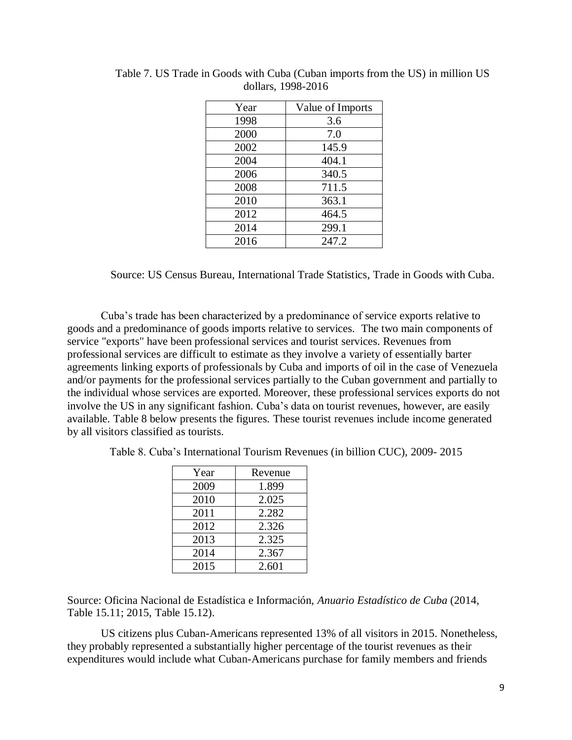Table 7. US Trade in Goods with Cuba (Cuban imports from the US) in million US dollars, 1998-2016

| Year | Value of Imports |
| --- | --- |
| 1998 | 3.6 |
| 2000 | 7.0 |
| 2002 | 145.9 |
| 2004 | 404.1 |
| 2006 | 340.5 |
| 2008 | 711.5 |
| 2010 | 363.1 |
| 2012 | 464.5 |
| 2014 | 299.1 |
| 2016 | 247.2 |

Source: US Census Bureau, International Trade Statistics, Trade in Goods with Cuba.

Cuba's trade has been characterized by a predominance of service exports relative to goods and a predominance of goods imports relative to services. The two main components of service "exports" have been professional services and tourist services. Revenues from professional services are difficult to estimate as they involve a variety of essentially barter agreements linking exports of professionals by Cuba and imports of oil in the case of Venezuela and/or payments for the professional services partially to the Cuban government and partially to the individual whose services are exported. Moreover, these professional services exports do not involve the US in any significant fashion. Cuba's data on tourist revenues, however, are easily available. Table 8 below presents the figures. These tourist revenues include income generated by all visitors classified as tourists.

Table 8. Cuba's International Tourism Revenues (in billion CUC), 2009- 2015

| Year | Revenue |
| --- | --- |
| 2009 | 1.899 |
| 2010 | 2.025 |
| 2011 | 2.282 |
| 2012 | 2.326 |
| 2013 | 2.325 |
| 2014 | 2.367 |
| 2015 | 2.601 |

Source: Oficina Nacional de Estadística e Información, *Anuario Estadístico de Cuba* (2014, Table 15.11; 2015, Table 15.12).

US citizens plus Cuban-Americans represented 13% of all visitors in 2015. Nonetheless, they probably represented a substantially higher percentage of the tourist revenues as their expenditures would include what Cuban-Americans purchase for family members and friends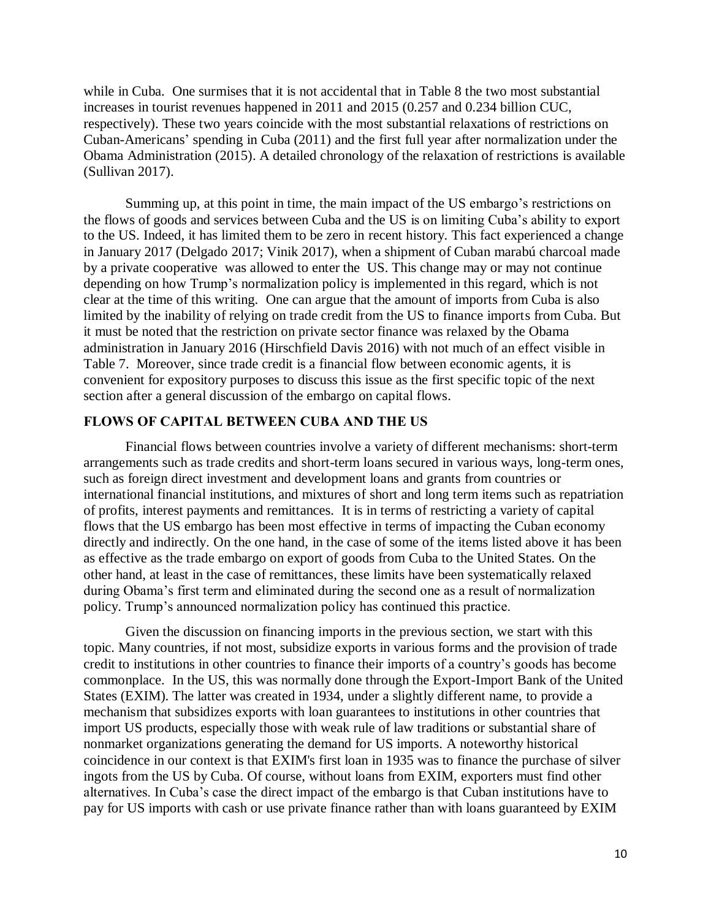while in Cuba. One surmises that it is not accidental that in Table 8 the two most substantial increases in tourist revenues happened in 2011 and 2015 (0.257 and 0.234 billion CUC, respectively). These two years coincide with the most substantial relaxations of restrictions on Cuban-Americans' spending in Cuba (2011) and the first full year after normalization under the Obama Administration (2015). A detailed chronology of the relaxation of restrictions is available (Sullivan 2017).

Summing up, at this point in time, the main impact of the US embargo's restrictions on the flows of goods and services between Cuba and the US is on limiting Cuba's ability to export to the US. Indeed, it has limited them to be zero in recent history. This fact experienced a change in January 2017 (Delgado 2017; Vinik 2017), when a shipment of Cuban marabú charcoal made by a private cooperative was allowed to enter the US. This change may or may not continue depending on how Trump's normalization policy is implemented in this regard, which is not clear at the time of this writing. One can argue that the amount of imports from Cuba is also limited by the inability of relying on trade credit from the US to finance imports from Cuba. But it must be noted that the restriction on private sector finance was relaxed by the Obama administration in January 2016 (Hirschfield Davis 2016) with not much of an effect visible in Table 7. Moreover, since trade credit is a financial flow between economic agents, it is convenient for expository purposes to discuss this issue as the first specific topic of the next section after a general discussion of the embargo on capital flows.

## FLOWS OF CAPITAL BETWEEN CUBA AND THE US

Financial flows between countries involve a variety of different mechanisms: short-term arrangements such as trade credits and short-term loans secured in various ways, long-term ones, such as foreign direct investment and development loans and grants from countries or international financial institutions, and mixtures of short and long term items such as repatriation of profits, interest payments and remittances. It is in terms of restricting a variety of capital flows that the US embargo has been most effective in terms of impacting the Cuban economy directly and indirectly. On the one hand, in the case of some of the items listed above it has been as effective as the trade embargo on export of goods from Cuba to the United States. On the other hand, at least in the case of remittances, these limits have been systematically relaxed during Obama's first term and eliminated during the second one as a result of normalization policy. Trump's announced normalization policy has continued this practice.

Given the discussion on financing imports in the previous section, we start with this topic. Many countries, if not most, subsidize exports in various forms and the provision of trade credit to institutions in other countries to finance their imports of a country's goods has become commonplace. In the US, this was normally done through the Export-Import Bank of the United States (EXIM). The latter was created in 1934, under a slightly different name, to provide a mechanism that subsidizes exports with loan guarantees to institutions in other countries that import US products, especially those with weak rule of law traditions or substantial share of nonmarket organizations generating the demand for US imports. A noteworthy historical coincidence in our context is that EXIM's first loan in 1935 was to finance the purchase of silver ingots from the US by Cuba. Of course, without loans from EXIM, exporters must find other alternatives. In Cuba's case the direct impact of the embargo is that Cuban institutions have to pay for US imports with cash or use private finance rather than with loans guaranteed by EXIM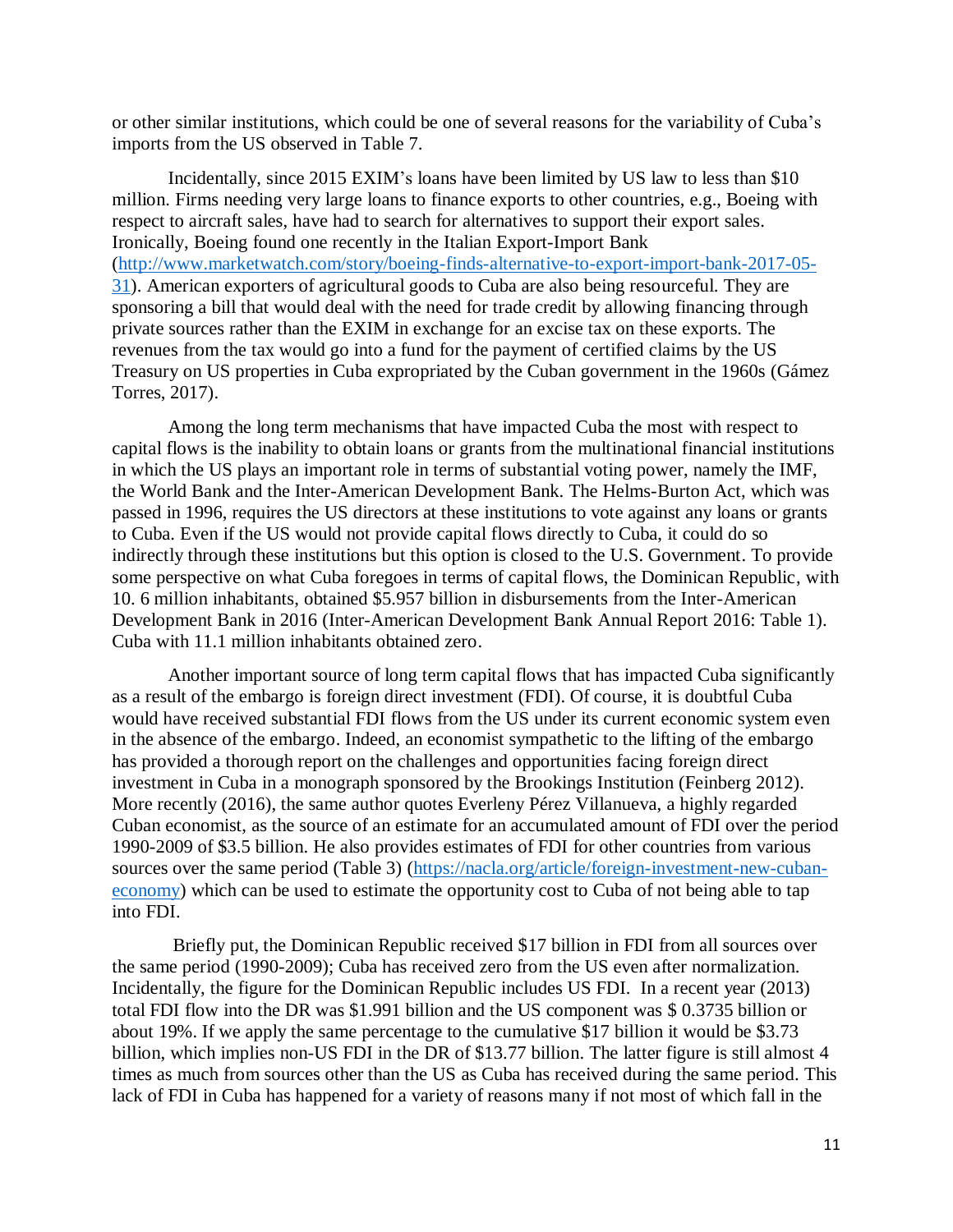or other similar institutions, which could be one of several reasons for the variability of Cuba's imports from the US observed in Table 7.

Incidentally, since 2015 EXIM's loans have been limited by US law to less than $10 million. Firms needing very large loans to finance exports to other countries, e.g., Boeing with respect to aircraft sales, have had to search for alternatives to support their export sales. Ironically, Boeing found one recently in the Italian Export-Import Bank (http://www.marketwatch.com/story/boeing-finds-alternative-to-export-import-bank-2017-05-31). American exporters of agricultural goods to Cuba are also being resourceful. They are sponsoring a bill that would deal with the need for trade credit by allowing financing through private sources rather than the EXIM in exchange for an excise tax on these exports. The revenues from the tax would go into a fund for the payment of certified claims by the US Treasury on US properties in Cuba expropriated by the Cuban government in the 1960s (Gámez Torres, 2017).

Among the long term mechanisms that have impacted Cuba the most with respect to capital flows is the inability to obtain loans or grants from the multinational financial institutions in which the US plays an important role in terms of substantial voting power, namely the IMF, the World Bank and the Inter-American Development Bank. The Helms-Burton Act, which was passed in 1996, requires the US directors at these institutions to vote against any loans or grants to Cuba. Even if the US would not provide capital flows directly to Cuba, it could do so indirectly through these institutions but this option is closed to the U.S. Government. To provide some perspective on what Cuba foregoes in terms of capital flows, the Dominican Republic, with 10. 6 million inhabitants, obtained $5.957 billion in disbursements from the Inter-American Development Bank in 2016 (Inter-American Development Bank Annual Report 2016: Table 1). Cuba with 11.1 million inhabitants obtained zero.

Another important source of long term capital flows that has impacted Cuba significantly as a result of the embargo is foreign direct investment (FDI). Of course, it is doubtful Cuba would have received substantial FDI flows from the US under its current economic system even in the absence of the embargo. Indeed, an economist sympathetic to the lifting of the embargo has provided a thorough report on the challenges and opportunities facing foreign direct investment in Cuba in a monograph sponsored by the Brookings Institution (Feinberg 2012). More recently (2016), the same author quotes Everleny Pérez Villanueva, a highly regarded Cuban economist, as the source of an estimate for an accumulated amount of FDI over the period 1990-2009 of $3.5 billion. He also provides estimates of FDI for other countries from various sources over the same period (Table 3) (https://nacla.org/article/foreign-investment-new-cuban-economy) which can be used to estimate the opportunity cost to Cuba of not being able to tap into FDI.

Briefly put, the Dominican Republic received $17 billion in FDI from all sources over the same period (1990-2009); Cuba has received zero from the US even after normalization. Incidentally, the figure for the Dominican Republic includes US FDI. In a recent year (2013) total FDI flow into the DR was $1.991 billion and the US component was $ 0.3735 billion or about 19%. If we apply the same percentage to the cumulative $17 billion it would be $3.73 billion, which implies non-US FDI in the DR of $13.77 billion. The latter figure is still almost 4 times as much from sources other than the US as Cuba has received during the same period. This lack of FDI in Cuba has happened for a variety of reasons many if not most of which fall in the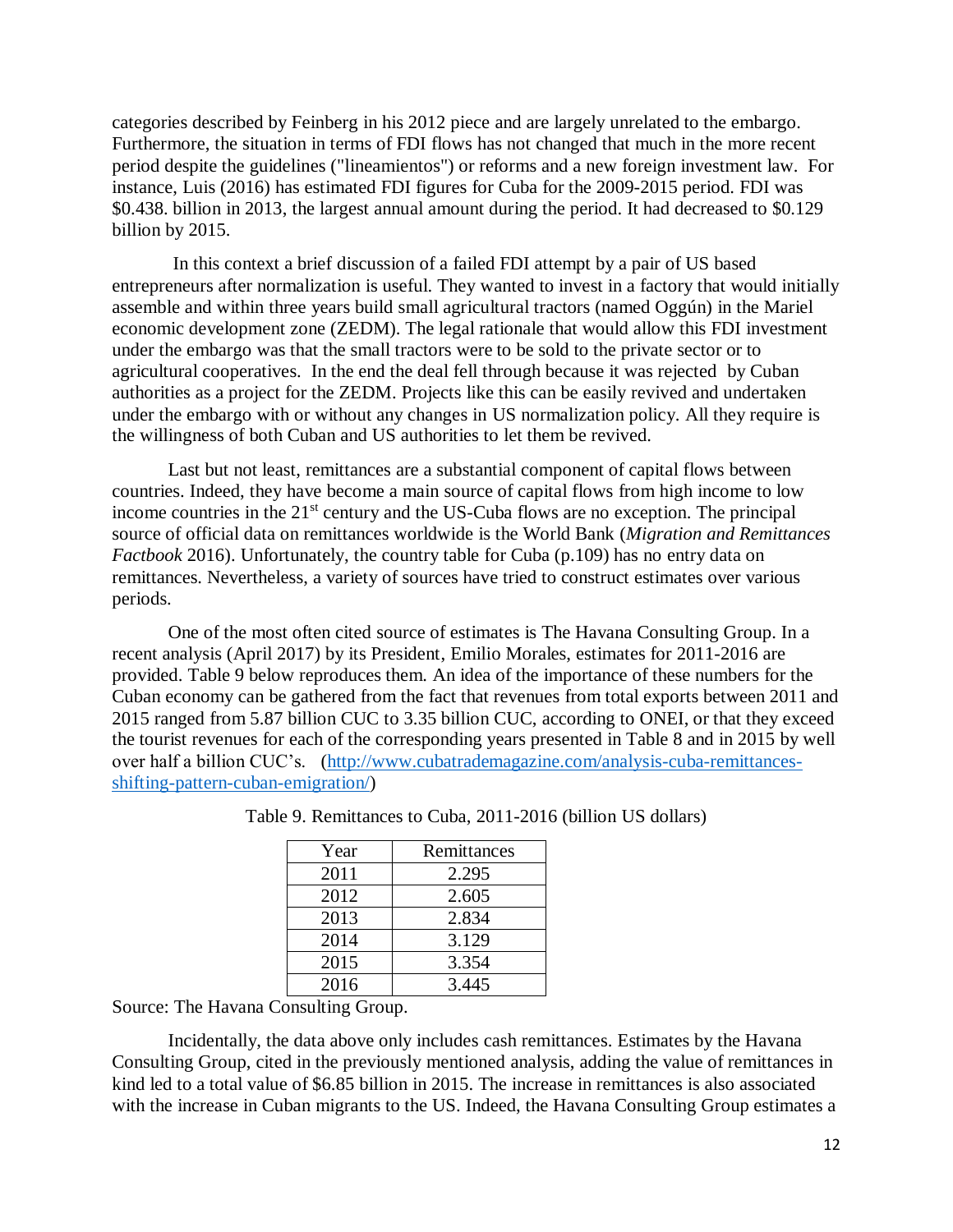categories described by Feinberg in his 2012 piece and are largely unrelated to the embargo. Furthermore, the situation in terms of FDI flows has not changed that much in the more recent period despite the guidelines ("lineamientos") or reforms and a new foreign investment law. For instance, Luis (2016) has estimated FDI figures for Cuba for the 2009-2015 period. FDI was \$0.438. billion in 2013, the largest annual amount during the period. It had decreased to \$0.129 billion by 2015.

In this context a brief discussion of a failed FDI attempt by a pair of US based entrepreneurs after normalization is useful. They wanted to invest in a factory that would initially assemble and within three years build small agricultural tractors (named Oggún) in the Mariel economic development zone (ZEDM). The legal rationale that would allow this FDI investment under the embargo was that the small tractors were to be sold to the private sector or to agricultural cooperatives. In the end the deal fell through because it was rejected by Cuban authorities as a project for the ZEDM. Projects like this can be easily revived and undertaken under the embargo with or without any changes in US normalization policy. All they require is the willingness of both Cuban and US authorities to let them be revived.

Last but not least, remittances are a substantial component of capital flows between countries. Indeed, they have become a main source of capital flows from high income to low income countries in the 21st century and the US-Cuba flows are no exception. The principal source of official data on remittances worldwide is the World Bank (*Migration and Remittances Factbook* 2016). Unfortunately, the country table for Cuba (p.109) has no entry data on remittances. Nevertheless, a variety of sources have tried to construct estimates over various periods.

One of the most often cited source of estimates is The Havana Consulting Group. In a recent analysis (April 2017) by its President, Emilio Morales, estimates for 2011-2016 are provided. Table 9 below reproduces them. An idea of the importance of these numbers for the Cuban economy can be gathered from the fact that revenues from total exports between 2011 and 2015 ranged from 5.87 billion CUC to 3.35 billion CUC, according to ONEI, or that they exceed the tourist revenues for each of the corresponding years presented in Table 8 and in 2015 by well over half a billion CUC's. (http://www.cubatrademagazine.com/analysis-cuba-remittances-shifting-pattern-cuban-emigration/)

Table 9. Remittances to Cuba, 2011-2016 (billion US dollars)

| Year | Remittances |
|---|---|
| 2011 | 2.295 |
| 2012 | 2.605 |
| 2013 | 2.834 |
| 2014 | 3.129 |
| 2015 | 3.354 |
| 2016 | 3.445 |

Source: The Havana Consulting Group.

Incidentally, the data above only includes cash remittances. Estimates by the Havana Consulting Group, cited in the previously mentioned analysis, adding the value of remittances in kind led to a total value of \$6.85 billion in 2015. The increase in remittances is also associated with the increase in Cuban migrants to the US. Indeed, the Havana Consulting Group estimates a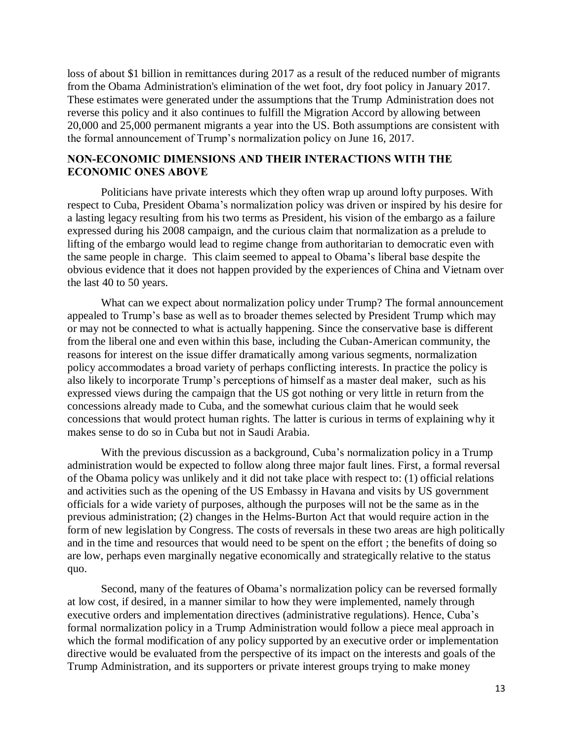loss of about $1 billion in remittances during 2017 as a result of the reduced number of migrants from the Obama Administration's elimination of the wet foot, dry foot policy in January 2017. These estimates were generated under the assumptions that the Trump Administration does not reverse this policy and it also continues to fulfill the Migration Accord by allowing between 20,000 and 25,000 permanent migrants a year into the US. Both assumptions are consistent with the formal announcement of Trump's normalization policy on June 16, 2017.

## NON-ECONOMIC DIMENSIONS AND THEIR INTERACTIONS WITH THE ECONOMIC ONES ABOVE

Politicians have private interests which they often wrap up around lofty purposes. With respect to Cuba, President Obama's normalization policy was driven or inspired by his desire for a lasting legacy resulting from his two terms as President, his vision of the embargo as a failure expressed during his 2008 campaign, and the curious claim that normalization as a prelude to lifting of the embargo would lead to regime change from authoritarian to democratic even with the same people in charge. This claim seemed to appeal to Obama's liberal base despite the obvious evidence that it does not happen provided by the experiences of China and Vietnam over the last 40 to 50 years.

What can we expect about normalization policy under Trump? The formal announcement appealed to Trump's base as well as to broader themes selected by President Trump which may or may not be connected to what is actually happening. Since the conservative base is different from the liberal one and even within this base, including the Cuban-American community, the reasons for interest on the issue differ dramatically among various segments, normalization policy accommodates a broad variety of perhaps conflicting interests. In practice the policy is also likely to incorporate Trump's perceptions of himself as a master deal maker, such as his expressed views during the campaign that the US got nothing or very little in return from the concessions already made to Cuba, and the somewhat curious claim that he would seek concessions that would protect human rights. The latter is curious in terms of explaining why it makes sense to do so in Cuba but not in Saudi Arabia.

With the previous discussion as a background, Cuba's normalization policy in a Trump administration would be expected to follow along three major fault lines. First, a formal reversal of the Obama policy was unlikely and it did not take place with respect to: (1) official relations and activities such as the opening of the US Embassy in Havana and visits by US government officials for a wide variety of purposes, although the purposes will not be the same as in the previous administration; (2) changes in the Helms-Burton Act that would require action in the form of new legislation by Congress. The costs of reversals in these two areas are high politically and in the time and resources that would need to be spent on the effort ; the benefits of doing so are low, perhaps even marginally negative economically and strategically relative to the status quo.

Second, many of the features of Obama's normalization policy can be reversed formally at low cost, if desired, in a manner similar to how they were implemented, namely through executive orders and implementation directives (administrative regulations). Hence, Cuba's formal normalization policy in a Trump Administration would follow a piece meal approach in which the formal modification of any policy supported by an executive order or implementation directive would be evaluated from the perspective of its impact on the interests and goals of the Trump Administration, and its supporters or private interest groups trying to make money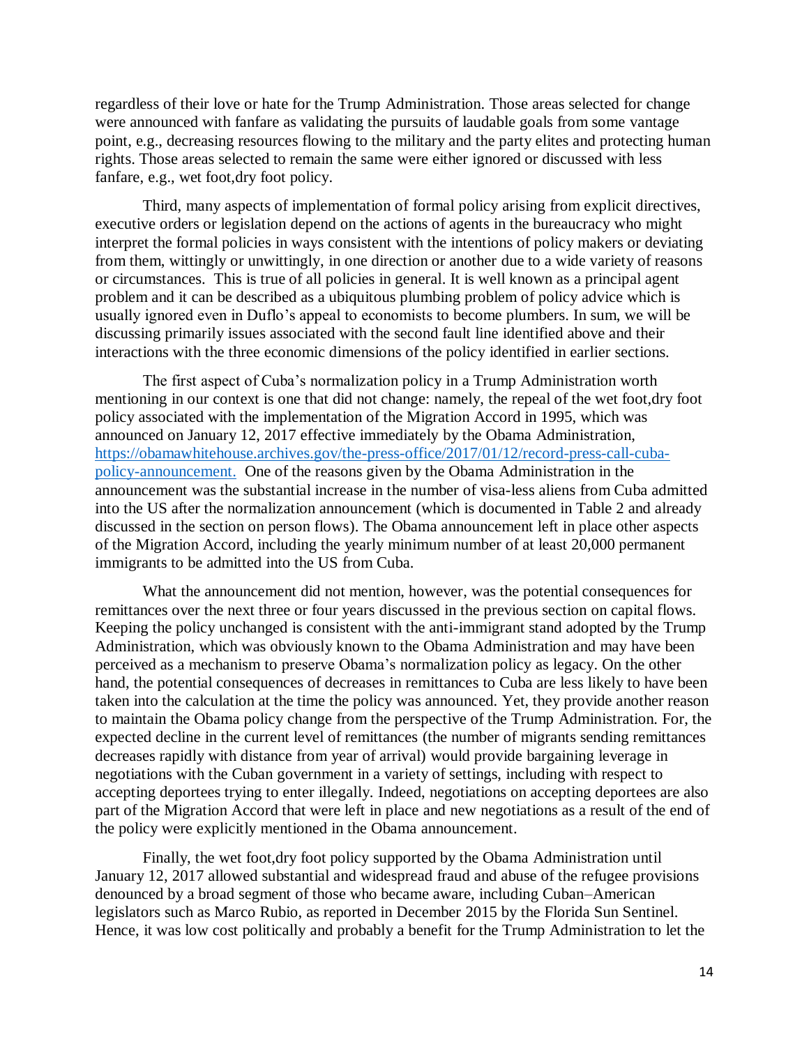regardless of their love or hate for the Trump Administration. Those areas selected for change were announced with fanfare as validating the pursuits of laudable goals from some vantage point, e.g., decreasing resources flowing to the military and the party elites and protecting human rights. Those areas selected to remain the same were either ignored or discussed with less fanfare, e.g., wet foot,dry foot policy.

Third, many aspects of implementation of formal policy arising from explicit directives, executive orders or legislation depend on the actions of agents in the bureaucracy who might interpret the formal policies in ways consistent with the intentions of policy makers or deviating from them, wittingly or unwittingly, in one direction or another due to a wide variety of reasons or circumstances. This is true of all policies in general. It is well known as a principal agent problem and it can be described as a ubiquitous plumbing problem of policy advice which is usually ignored even in Duflo's appeal to economists to become plumbers. In sum, we will be discussing primarily issues associated with the second fault line identified above and their interactions with the three economic dimensions of the policy identified in earlier sections.

The first aspect of Cuba's normalization policy in a Trump Administration worth mentioning in our context is one that did not change: namely, the repeal of the wet foot,dry foot policy associated with the implementation of the Migration Accord in 1995, which was announced on January 12, 2017 effective immediately by the Obama Administration, [https://obamawhitehouse.archives.gov/the-press-office/2017/01/12/record-press-call-cuba-policy-announcement.](https://obamawhitehouse.archives.gov/the-press-office/2017/01/12/record-press-call-cuba-policy-announcement) One of the reasons given by the Obama Administration in the announcement was the substantial increase in the number of visa-less aliens from Cuba admitted into the US after the normalization announcement (which is documented in Table 2 and already discussed in the section on person flows). The Obama announcement left in place other aspects of the Migration Accord, including the yearly minimum number of at least 20,000 permanent immigrants to be admitted into the US from Cuba.

What the announcement did not mention, however, was the potential consequences for remittances over the next three or four years discussed in the previous section on capital flows. Keeping the policy unchanged is consistent with the anti-immigrant stand adopted by the Trump Administration, which was obviously known to the Obama Administration and may have been perceived as a mechanism to preserve Obama's normalization policy as legacy. On the other hand, the potential consequences of decreases in remittances to Cuba are less likely to have been taken into the calculation at the time the policy was announced. Yet, they provide another reason to maintain the Obama policy change from the perspective of the Trump Administration. For, the expected decline in the current level of remittances (the number of migrants sending remittances decreases rapidly with distance from year of arrival) would provide bargaining leverage in negotiations with the Cuban government in a variety of settings, including with respect to accepting deportees trying to enter illegally. Indeed, negotiations on accepting deportees are also part of the Migration Accord that were left in place and new negotiations as a result of the end of the policy were explicitly mentioned in the Obama announcement.

Finally, the wet foot,dry foot policy supported by the Obama Administration until January 12, 2017 allowed substantial and widespread fraud and abuse of the refugee provisions denounced by a broad segment of those who became aware, including Cuban–American legislators such as Marco Rubio, as reported in December 2015 by the Florida Sun Sentinel. Hence, it was low cost politically and probably a benefit for the Trump Administration to let the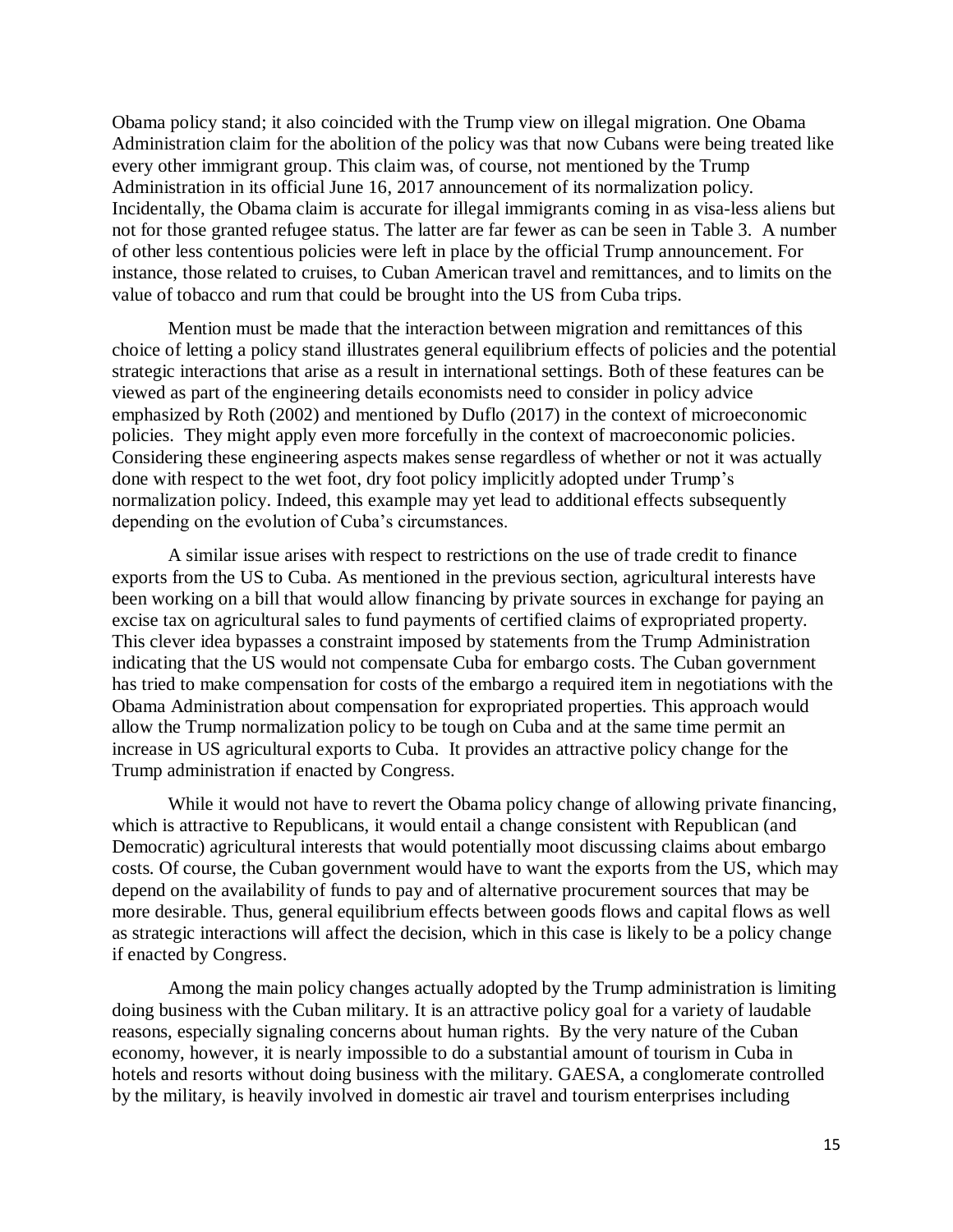Obama policy stand; it also coincided with the Trump view on illegal migration. One Obama Administration claim for the abolition of the policy was that now Cubans were being treated like every other immigrant group. This claim was, of course, not mentioned by the Trump Administration in its official June 16, 2017 announcement of its normalization policy. Incidentally, the Obama claim is accurate for illegal immigrants coming in as visa-less aliens but not for those granted refugee status. The latter are far fewer as can be seen in Table 3. A number of other less contentious policies were left in place by the official Trump announcement. For instance, those related to cruises, to Cuban American travel and remittances, and to limits on the value of tobacco and rum that could be brought into the US from Cuba trips.

Mention must be made that the interaction between migration and remittances of this choice of letting a policy stand illustrates general equilibrium effects of policies and the potential strategic interactions that arise as a result in international settings. Both of these features can be viewed as part of the engineering details economists need to consider in policy advice emphasized by Roth (2002) and mentioned by Duflo (2017) in the context of microeconomic policies. They might apply even more forcefully in the context of macroeconomic policies. Considering these engineering aspects makes sense regardless of whether or not it was actually done with respect to the wet foot, dry foot policy implicitly adopted under Trump's normalization policy. Indeed, this example may yet lead to additional effects subsequently depending on the evolution of Cuba's circumstances.

A similar issue arises with respect to restrictions on the use of trade credit to finance exports from the US to Cuba. As mentioned in the previous section, agricultural interests have been working on a bill that would allow financing by private sources in exchange for paying an excise tax on agricultural sales to fund payments of certified claims of expropriated property. This clever idea bypasses a constraint imposed by statements from the Trump Administration indicating that the US would not compensate Cuba for embargo costs. The Cuban government has tried to make compensation for costs of the embargo a required item in negotiations with the Obama Administration about compensation for expropriated properties. This approach would allow the Trump normalization policy to be tough on Cuba and at the same time permit an increase in US agricultural exports to Cuba. It provides an attractive policy change for the Trump administration if enacted by Congress.

While it would not have to revert the Obama policy change of allowing private financing, which is attractive to Republicans, it would entail a change consistent with Republican (and Democratic) agricultural interests that would potentially moot discussing claims about embargo costs. Of course, the Cuban government would have to want the exports from the US, which may depend on the availability of funds to pay and of alternative procurement sources that may be more desirable. Thus, general equilibrium effects between goods flows and capital flows as well as strategic interactions will affect the decision, which in this case is likely to be a policy change if enacted by Congress.

Among the main policy changes actually adopted by the Trump administration is limiting doing business with the Cuban military. It is an attractive policy goal for a variety of laudable reasons, especially signaling concerns about human rights. By the very nature of the Cuban economy, however, it is nearly impossible to do a substantial amount of tourism in Cuba in hotels and resorts without doing business with the military. GAESA, a conglomerate controlled by the military, is heavily involved in domestic air travel and tourism enterprises including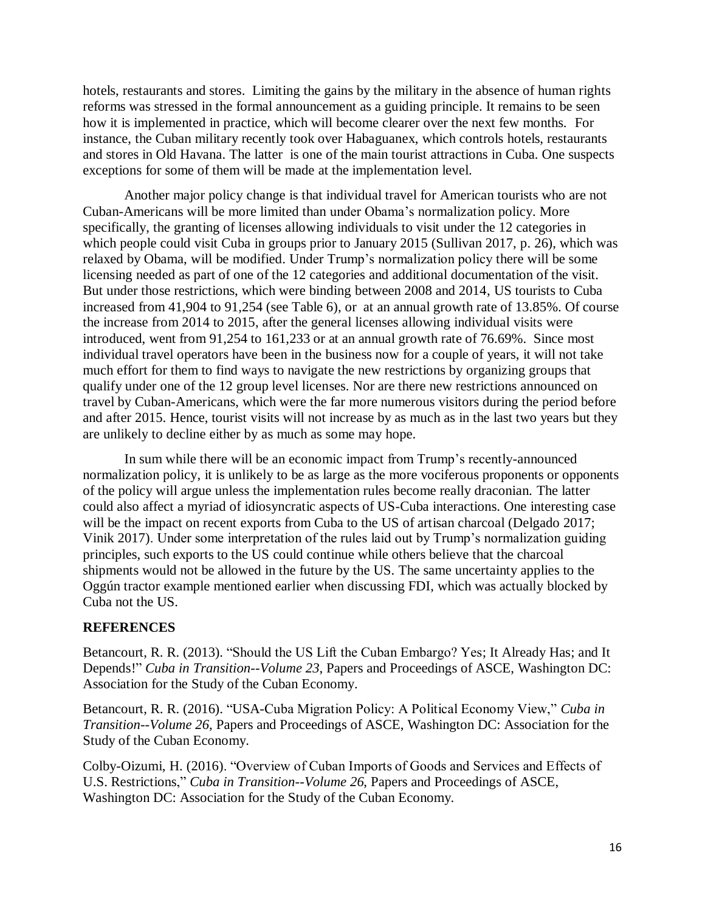hotels, restaurants and stores. Limiting the gains by the military in the absence of human rights reforms was stressed in the formal announcement as a guiding principle. It remains to be seen how it is implemented in practice, which will become clearer over the next few months. For instance, the Cuban military recently took over Habaguanex, which controls hotels, restaurants and stores in Old Havana. The latter is one of the main tourist attractions in Cuba. One suspects exceptions for some of them will be made at the implementation level.

Another major policy change is that individual travel for American tourists who are not Cuban-Americans will be more limited than under Obama's normalization policy. More specifically, the granting of licenses allowing individuals to visit under the 12 categories in which people could visit Cuba in groups prior to January 2015 (Sullivan 2017, p. 26), which was relaxed by Obama, will be modified. Under Trump's normalization policy there will be some licensing needed as part of one of the 12 categories and additional documentation of the visit. But under those restrictions, which were binding between 2008 and 2014, US tourists to Cuba increased from 41,904 to 91,254 (see Table 6), or at an annual growth rate of 13.85%. Of course the increase from 2014 to 2015, after the general licenses allowing individual visits were introduced, went from 91,254 to 161,233 or at an annual growth rate of 76.69%. Since most individual travel operators have been in the business now for a couple of years, it will not take much effort for them to find ways to navigate the new restrictions by organizing groups that qualify under one of the 12 group level licenses. Nor are there new restrictions announced on travel by Cuban-Americans, which were the far more numerous visitors during the period before and after 2015. Hence, tourist visits will not increase by as much as in the last two years but they are unlikely to decline either by as much as some may hope.

In sum while there will be an economic impact from Trump's recently-announced normalization policy, it is unlikely to be as large as the more vociferous proponents or opponents of the policy will argue unless the implementation rules become really draconian. The latter could also affect a myriad of idiosyncratic aspects of US-Cuba interactions. One interesting case will be the impact on recent exports from Cuba to the US of artisan charcoal (Delgado 2017; Vinik 2017). Under some interpretation of the rules laid out by Trump's normalization guiding principles, such exports to the US could continue while others believe that the charcoal shipments would not be allowed in the future by the US. The same uncertainty applies to the Oggún tractor example mentioned earlier when discussing FDI, which was actually blocked by Cuba not the US.

## REFERENCES

Betancourt, R. R. (2013). "Should the US Lift the Cuban Embargo? Yes; It Already Has; and It Depends!" *Cuba in Transition--Volume 23*, Papers and Proceedings of ASCE, Washington DC: Association for the Study of the Cuban Economy.

Betancourt, R. R. (2016). "USA-Cuba Migration Policy: A Political Economy View," *Cuba in Transition--Volume 26*, Papers and Proceedings of ASCE, Washington DC: Association for the Study of the Cuban Economy.

Colby-Oizumi, H. (2016). "Overview of Cuban Imports of Goods and Services and Effects of U.S. Restrictions," *Cuba in Transition--Volume 26*, Papers and Proceedings of ASCE, Washington DC: Association for the Study of the Cuban Economy.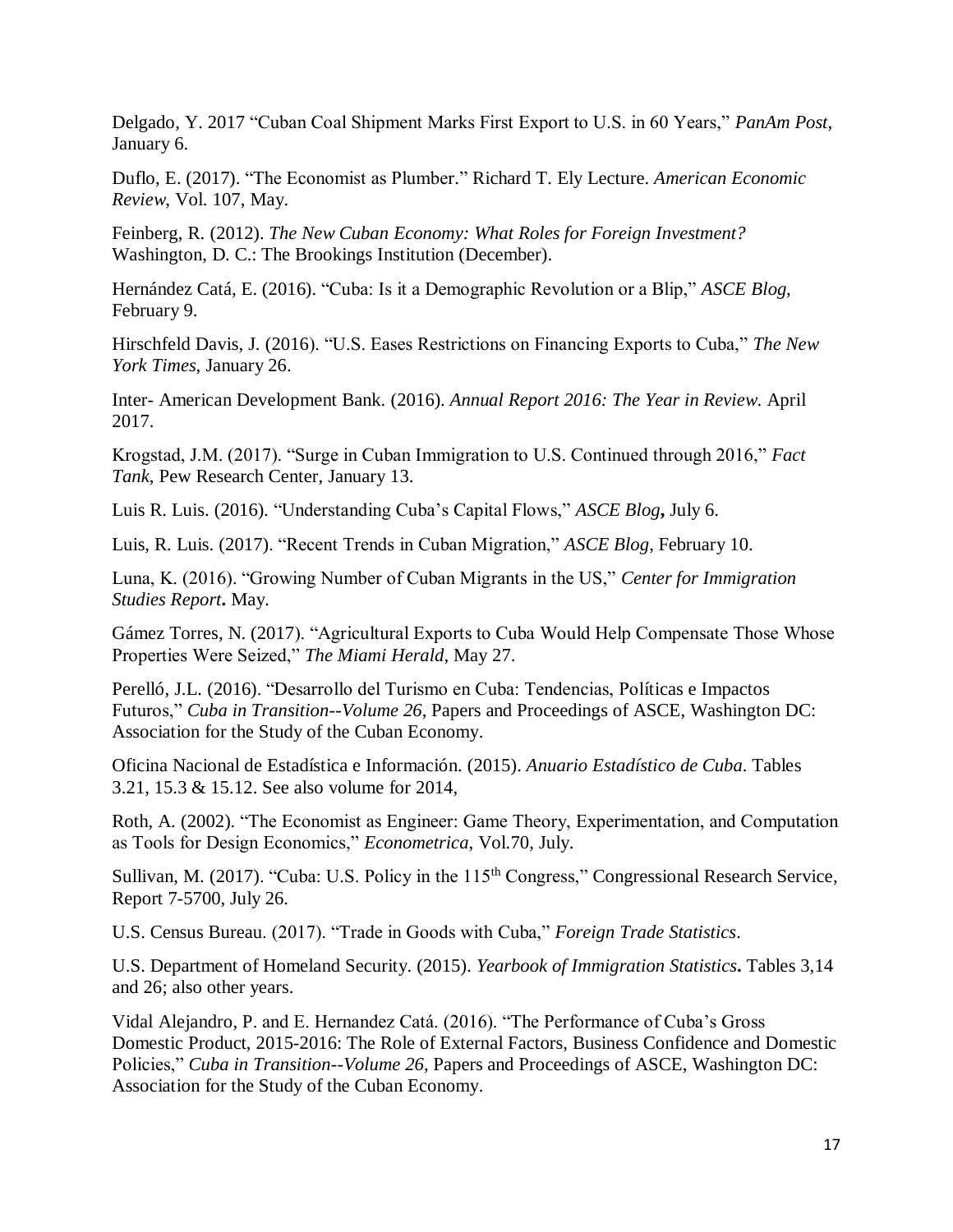Delgado, Y. 2017 "Cuban Coal Shipment Marks First Export to U.S. in 60 Years," *PanAm Post*, January 6.

Duflo, E. (2017). "The Economist as Plumber." Richard T. Ely Lecture. *American Economic Review*, Vol. 107, May.

Feinberg, R. (2012). *The New Cuban Economy: What Roles for Foreign Investment?* Washington, D. C.: The Brookings Institution (December).

Hernández Catá, E. (2016). "Cuba: Is it a Demographic Revolution or a Blip," *ASCE Blog*, February 9.

Hirschfeld Davis, J. (2016). "U.S. Eases Restrictions on Financing Exports to Cuba," *The New York Times*, January 26.

Inter- American Development Bank. (2016). *Annual Report 2016: The Year in Review.* April 2017.

Krogstad, J.M. (2017). "Surge in Cuban Immigration to U.S. Continued through 2016," *Fact Tank*, Pew Research Center, January 13.

Luis R. Luis. (2016). "Understanding Cuba's Capital Flows," ***ASCE Blog*,** July 6.

Luis, R. Luis. (2017). "Recent Trends in Cuban Migration," *ASCE Blog*, February 10.

Luna, K. (2016). "Growing Number of Cuban Migrants in the US," *Center for Immigration Studies Report***.** May.

Gámez Torres, N. (2017). "Agricultural Exports to Cuba Would Help Compensate Those Whose Properties Were Seized," *The Miami Herald*, May 27.

Perelló, J.L. (2016). "Desarrollo del Turismo en Cuba: Tendencias, Políticas e Impactos Futuros," *Cuba in Transition--Volume 26*, Papers and Proceedings of ASCE, Washington DC: Association for the Study of the Cuban Economy.

Oficina Nacional de Estadística e Información. (2015). *Anuario Estadístico de Cuba*. Tables 3.21, 15.3 & 15.12. See also volume for 2014,

Roth, A. (2002). "The Economist as Engineer: Game Theory, Experimentation, and Computation as Tools for Design Economics," *Econometrica*, Vol.70, July.

Sullivan, M. (2017). "Cuba: U.S. Policy in the 115th Congress," Congressional Research Service, Report 7-5700, July 26.

U.S. Census Bureau. (2017). "Trade in Goods with Cuba," *Foreign Trade Statistics*.

U.S. Department of Homeland Security. (2015). *Yearbook of Immigration Statistics***.** Tables 3,14 and 26; also other years.

Vidal Alejandro, P. and E. Hernandez Catá. (2016). "The Performance of Cuba's Gross Domestic Product, 2015-2016: The Role of External Factors, Business Confidence and Domestic Policies," *Cuba in Transition--Volume 26*, Papers and Proceedings of ASCE, Washington DC: Association for the Study of the Cuban Economy.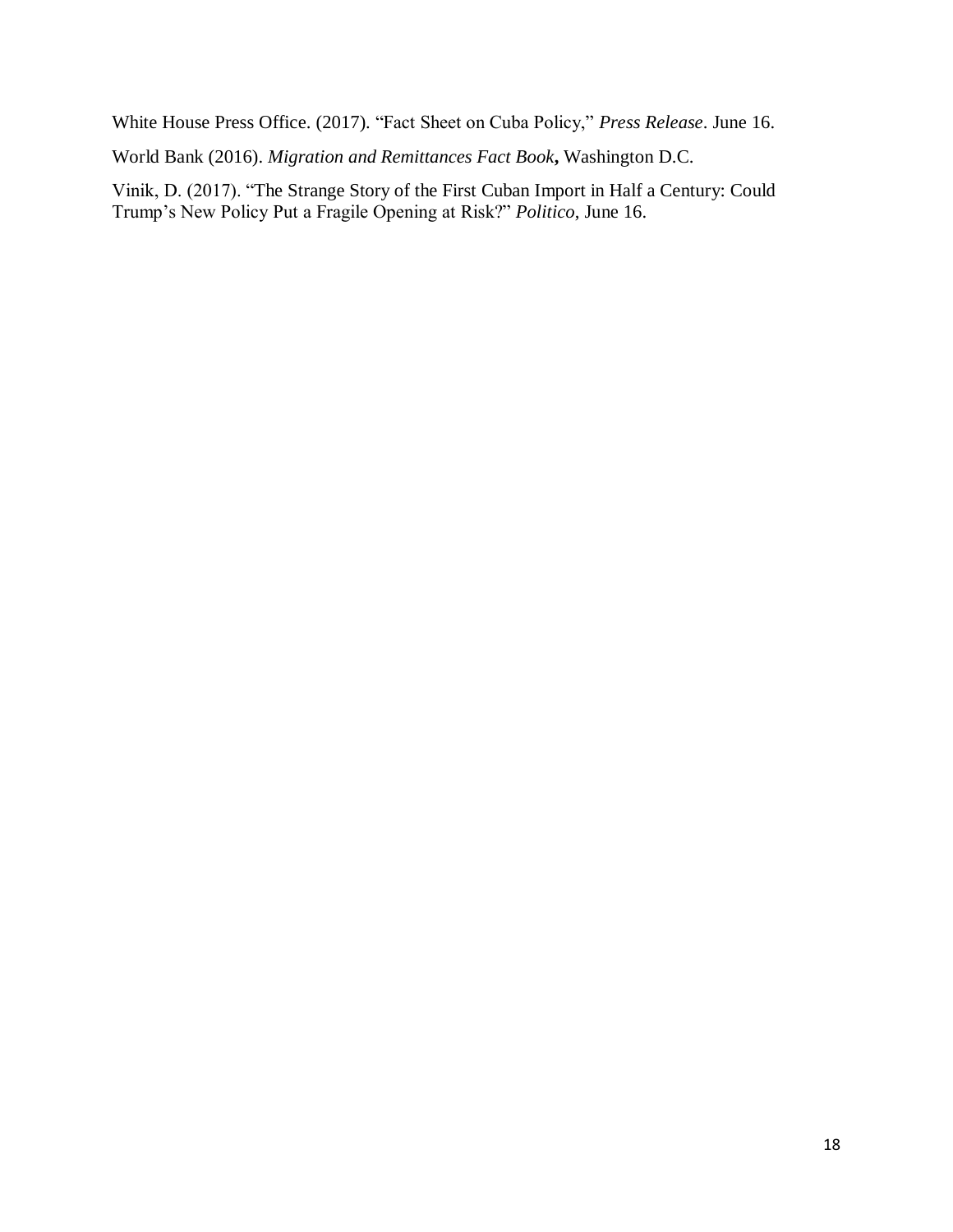White House Press Office. (2017). "Fact Sheet on Cuba Policy," *Press Release*. June 16.

World Bank (2016). *Migration and Remittances Fact Book***,** Washington D.C.

Vinik, D. (2017). "The Strange Story of the First Cuban Import in Half a Century: Could Trump's New Policy Put a Fragile Opening at Risk?" *Politico*, June 16.